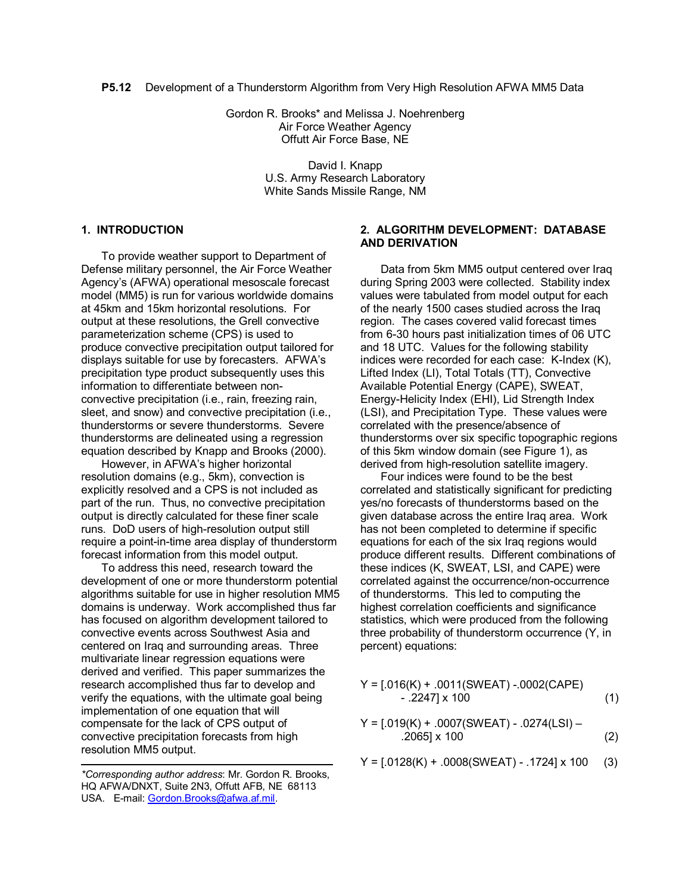# P5.12 Development of a Thunderstorm Algorithm from Very High Resolution AFWA MM5 Data

Gordon R. Brooks* and Melissa J. Noehrenberg
Air Force Weather Agency
Offutt Air Force Base, NE

David I. Knapp
U.S. Army Research Laboratory
White Sands Missile Range, NM

## 1. INTRODUCTION

To provide weather support to Department of Defense military personnel, the Air Force Weather Agency's (AFWA) operational mesoscale forecast model (MM5) is run for various worldwide domains at 45km and 15km horizontal resolutions. For output at these resolutions, the Grell convective parameterization scheme (CPS) is used to produce convective precipitation output tailored for displays suitable for use by forecasters. AFWA's precipitation type product subsequently uses this information to differentiate between non-convective precipitation (i.e., rain, freezing rain, sleet, and snow) and convective precipitation (i.e., thunderstorms or severe thunderstorms. Severe thunderstorms are delineated using a regression equation described by Knapp and Brooks (2000).

However, in AFWA's higher horizontal resolution domains (e.g., 5km), convection is explicitly resolved and a CPS is not included as part of the run. Thus, no convective precipitation output is directly calculated for these finer scale runs. DoD users of high-resolution output still require a point-in-time area display of thunderstorm forecast information from this model output.

To address this need, research toward the development of one or more thunderstorm potential algorithms suitable for use in higher resolution MM5 domains is underway. Work accomplished thus far has focused on algorithm development tailored to convective events across Southwest Asia and centered on Iraq and surrounding areas. Three multivariate linear regression equations were derived and verified. This paper summarizes the research accomplished thus far to develop and verify the equations, with the ultimate goal being implementation of one equation that will compensate for the lack of CPS output of convective precipitation forecasts from high resolution MM5 output.

*Corresponding author address*: Mr. Gordon R. Brooks, HQ AFWA/DNXT, Suite 2N3, Offutt AFB, NE 68113 USA. E-mail: Gordon.Brooks@afwa.af.mil.

## 2. ALGORITHM DEVELOPMENT: DATABASE AND DERIVATION

Data from 5km MM5 output centered over Iraq during Spring 2003 were collected. Stability index values were tabulated from model output for each of the nearly 1500 cases studied across the Iraq region. The cases covered valid forecast times from 6-30 hours past initialization times of 06 UTC and 18 UTC. Values for the following stability indices were recorded for each case: K-Index (K), Lifted Index (LI), Total Totals (TT), Convective Available Potential Energy (CAPE), SWEAT, Energy-Helicity Index (EHI), Lid Strength Index (LSI), and Precipitation Type. These values were correlated with the presence/absence of thunderstorms over six specific topographic regions of this 5km window domain (see Figure 1), as derived from high-resolution satellite imagery.

Four indices were found to be the best correlated and statistically significant for predicting yes/no forecasts of thunderstorms based on the given database across the entire Iraq area. Work has not been completed to determine if specific equations for each of the six Iraq regions would produce different results. Different combinations of these indices (K, SWEAT, LSI, and CAPE) were correlated against the occurrence/non-occurrence of thunderstorms. This led to computing the highest correlation coefficients and significance statistics, which were produced from the following three probability of thunderstorm occurrence (Y, in percent) equations:

$$Y = [.016(K) + .0011(SWEAT) - .0002(CAPE) - .2247] \times 100 \quad (1)$$

$$Y = [.019(K) + .0007(SWEAT) - .0274(LSI) - .2065] \times 100 \quad (2)$$

$$Y = [.0128(K) + .0008(SWEAT) - .1724] \times 100 \quad (3)$$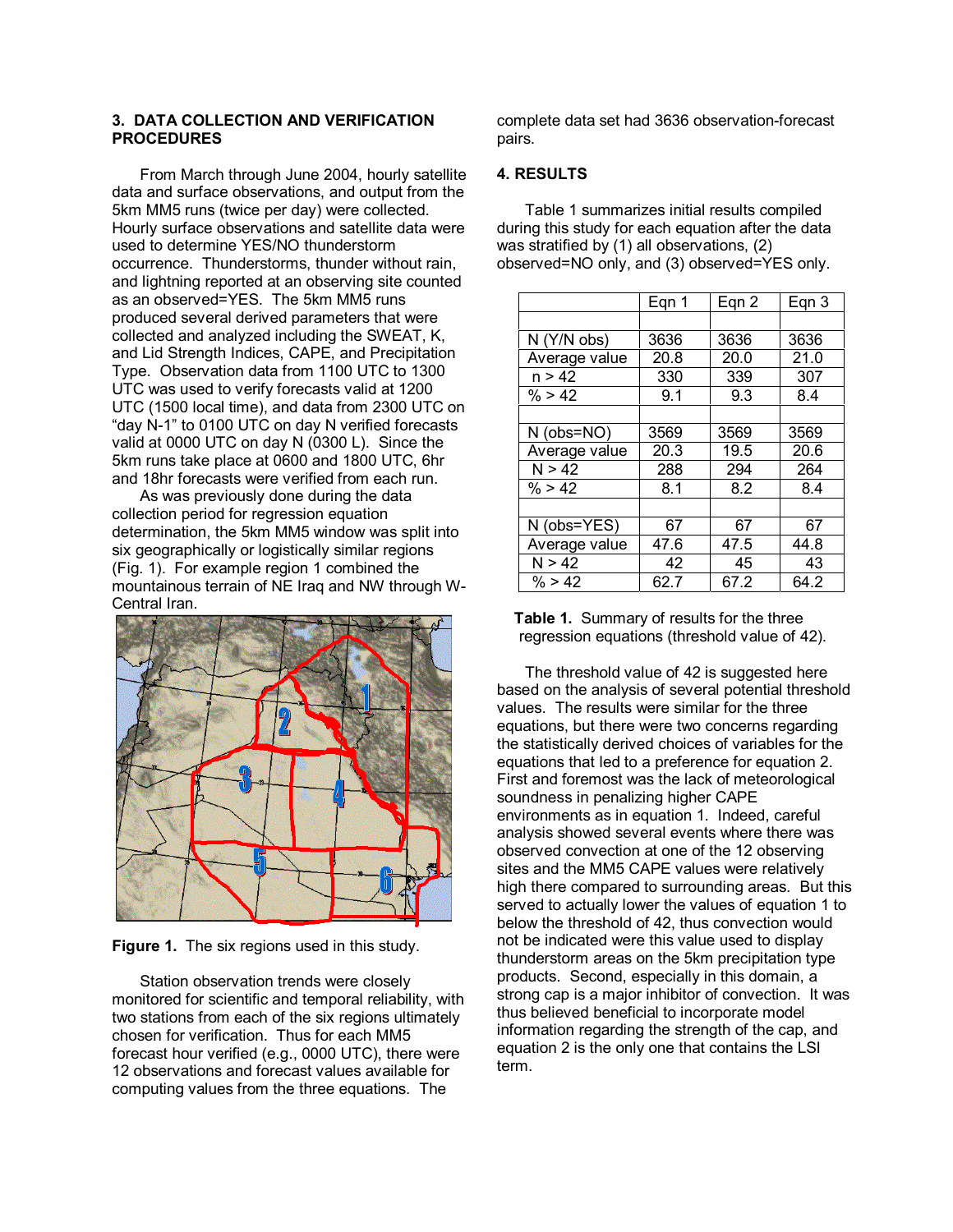## 3. DATA COLLECTION AND VERIFICATION PROCEDURES

From March through June 2004, hourly satellite data and surface observations, and output from the 5km MM5 runs (twice per day) were collected. Hourly surface observations and satellite data were used to determine YES/NO thunderstorm occurrence. Thunderstorms, thunder without rain, and lightning reported at an observing site counted as an observed=YES. The 5km MM5 runs produced several derived parameters that were collected and analyzed including the SWEAT, K, and Lid Strength Indices, CAPE, and Precipitation Type. Observation data from 1100 UTC to 1300 UTC was used to verify forecasts valid at 1200 UTC (1500 local time), and data from 2300 UTC on "day N-1" to 0100 UTC on day N verified forecasts valid at 0000 UTC on day N (0300 L). Since the 5km runs take place at 0600 and 1800 UTC, 6hr and 18hr forecasts were verified from each run.

As was previously done during the data collection period for regression equation determination, the 5km MM5 window was split into six geographically or logistically similar regions (Fig. 1). For example region 1 combined the mountainous terrain of NE Iraq and NW through W-Central Iran.

**Figure 1.** The six regions used in this study.

Station observation trends were closely monitored for scientific and temporal reliability, with two stations from each of the six regions ultimately chosen for verification. Thus for each MM5 forecast hour verified (e.g., 0000 UTC), there were 12 observations and forecast values available for computing values from the three equations. The complete data set had 3636 observation-forecast pairs.

## 4. RESULTS

Table 1 summarizes initial results compiled during this study for each equation after the data was stratified by (1) all observations, (2) observed=NO only, and (3) observed=YES only.

| | Eqn 1 | Eqn 2 | Eqn 3 |
|---|---|---|---|
| | | | |
| N (Y/N obs) | 3636 | 3636 | 3636 |
| Average value | 20.8 | 20.0 | 21.0 |
| n > 42 | 330 | 339 | 307 |
| % > 42 | 9.1 | 9.3 | 8.4 |
| | | | |
| N (obs=NO) | 3569 | 3569 | 3569 |
| Average value | 20.3 | 19.5 | 20.6 |
| N > 42 | 288 | 294 | 264 |
| % > 42 | 8.1 | 8.2 | 8.4 |
| | | | |
| N (obs=YES) | 67 | 67 | 67 |
| Average value | 47.6 | 47.5 | 44.8 |
| N > 42 | 42 | 45 | 43 |
| % > 42 | 62.7 | 67.2 | 64.2 |

**Table 1.** Summary of results for the three regression equations (threshold value of 42).

The threshold value of 42 is suggested here based on the analysis of several potential threshold values. The results were similar for the three equations, but there were two concerns regarding the statistically derived choices of variables for the equations that led to a preference for equation 2. First and foremost was the lack of meteorological soundness in penalizing higher CAPE environments as in equation 1. Indeed, careful analysis showed several events where there was observed convection at one of the 12 observing sites and the MM5 CAPE values were relatively high there compared to surrounding areas. But this served to actually lower the values of equation 1 to below the threshold of 42, thus convection would not be indicated were this value used to display thunderstorm areas on the 5km precipitation type products. Second, especially in this domain, a strong cap is a major inhibitor of convection. It was thus believed beneficial to incorporate model information regarding the strength of the cap, and equation 2 is the only one that contains the LSI term.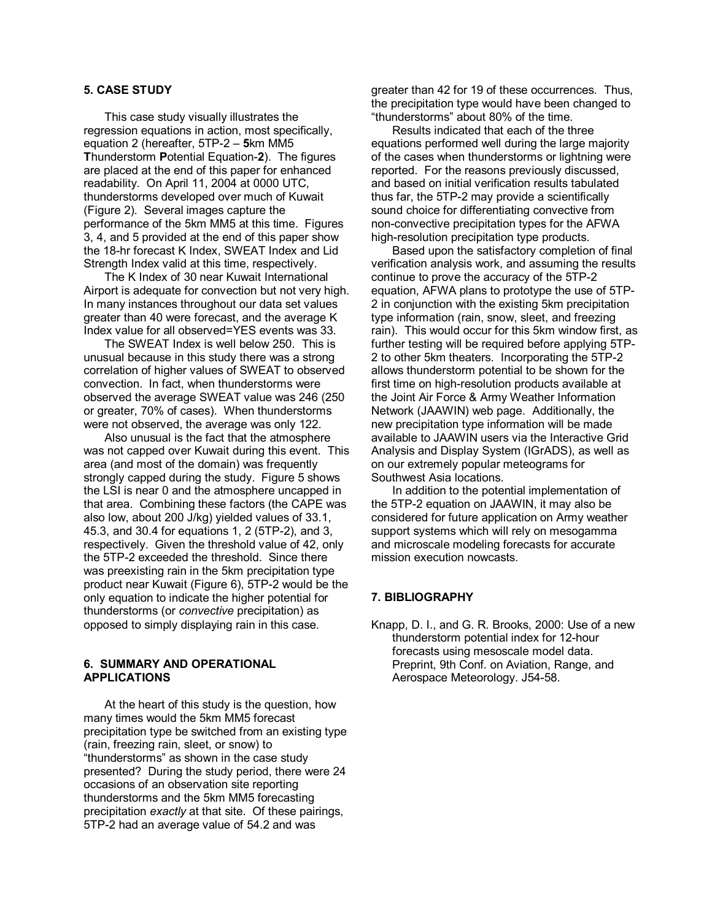## 5. CASE STUDY

This case study visually illustrates the regression equations in action, most specifically, equation 2 (hereafter, 5TP-2 – **5**km MM5 **T**hunderstorm **P**otential Equation-**2**). The figures are placed at the end of this paper for enhanced readability. On April 11, 2004 at 0000 UTC, thunderstorms developed over much of Kuwait (Figure 2). Several images capture the performance of the 5km MM5 at this time. Figures 3, 4, and 5 provided at the end of this paper show the 18-hr forecast K Index, SWEAT Index and Lid Strength Index valid at this time, respectively.

The K Index of 30 near Kuwait International Airport is adequate for convection but not very high. In many instances throughout our data set values greater than 40 were forecast, and the average K Index value for all observed=YES events was 33.

The SWEAT Index is well below 250. This is unusual because in this study there was a strong correlation of higher values of SWEAT to observed convection. In fact, when thunderstorms were observed the average SWEAT value was 246 (250 or greater, 70% of cases). When thunderstorms were not observed, the average was only 122.

Also unusual is the fact that the atmosphere was not capped over Kuwait during this event. This area (and most of the domain) was frequently strongly capped during the study. Figure 5 shows the LSI is near 0 and the atmosphere uncapped in that area. Combining these factors (the CAPE was also low, about 200 J/kg) yielded values of 33.1, 45.3, and 30.4 for equations 1, 2 (5TP-2), and 3, respectively. Given the threshold value of 42, only the 5TP-2 exceeded the threshold. Since there was preexisting rain in the 5km precipitation type product near Kuwait (Figure 6), 5TP-2 would be the only equation to indicate the higher potential for thunderstorms (or *convective* precipitation) as opposed to simply displaying rain in this case.

## 6. SUMMARY AND OPERATIONAL APPLICATIONS

At the heart of this study is the question, how many times would the 5km MM5 forecast precipitation type be switched from an existing type (rain, freezing rain, sleet, or snow) to "thunderstorms" as shown in the case study presented? During the study period, there were 24 occasions of an observation site reporting thunderstorms and the 5km MM5 forecasting precipitation *exactly* at that site. Of these pairings, 5TP-2 had an average value of 54.2 and was greater than 42 for 19 of these occurrences. Thus, the precipitation type would have been changed to "thunderstorms" about 80% of the time.

Results indicated that each of the three equations performed well during the large majority of the cases when thunderstorms or lightning were reported. For the reasons previously discussed, and based on initial verification results tabulated thus far, the 5TP-2 may provide a scientifically sound choice for differentiating convective from non-convective precipitation types for the AFWA high-resolution precipitation type products.

Based upon the satisfactory completion of final verification analysis work, and assuming the results continue to prove the accuracy of the 5TP-2 equation, AFWA plans to prototype the use of 5TP-2 in conjunction with the existing 5km precipitation type information (rain, snow, sleet, and freezing rain). This would occur for this 5km window first, as further testing will be required before applying 5TP-2 to other 5km theaters. Incorporating the 5TP-2 allows thunderstorm potential to be shown for the first time on high-resolution products available at the Joint Air Force & Army Weather Information Network (JAAWIN) web page. Additionally, the new precipitation type information will be made available to JAAWIN users via the Interactive Grid Analysis and Display System (IGrADS), as well as on our extremely popular meteograms for Southwest Asia locations.

In addition to the potential implementation of the 5TP-2 equation on JAAWIN, it may also be considered for future application on Army weather support systems which will rely on mesogamma and microscale modeling forecasts for accurate mission execution nowcasts.

## 7. BIBLIOGRAPHY

Knapp, D. I., and G. R. Brooks, 2000: Use of a new thunderstorm potential index for 12-hour forecasts using mesoscale model data. Preprint, 9th Conf. on Aviation, Range, and Aerospace Meteorology. J54-58.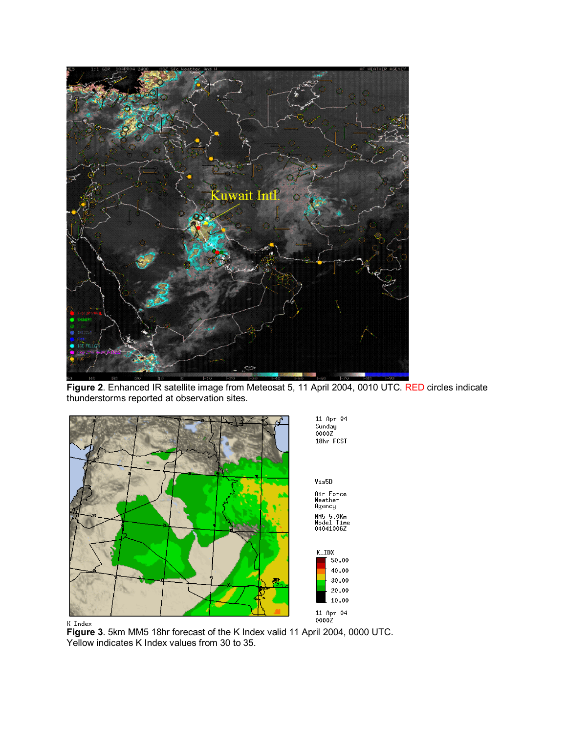**Figure 2**. Enhanced IR satellite image from Meteosat 5, 11 April 2004, 0010 UTC. RED circles indicate thunderstorms reported at observation sites.

**Figure 3**. 5km MM5 18hr forecast of the K Index valid 11 April 2004, 0000 UTC. Yellow indicates K Index values from 30 to 35.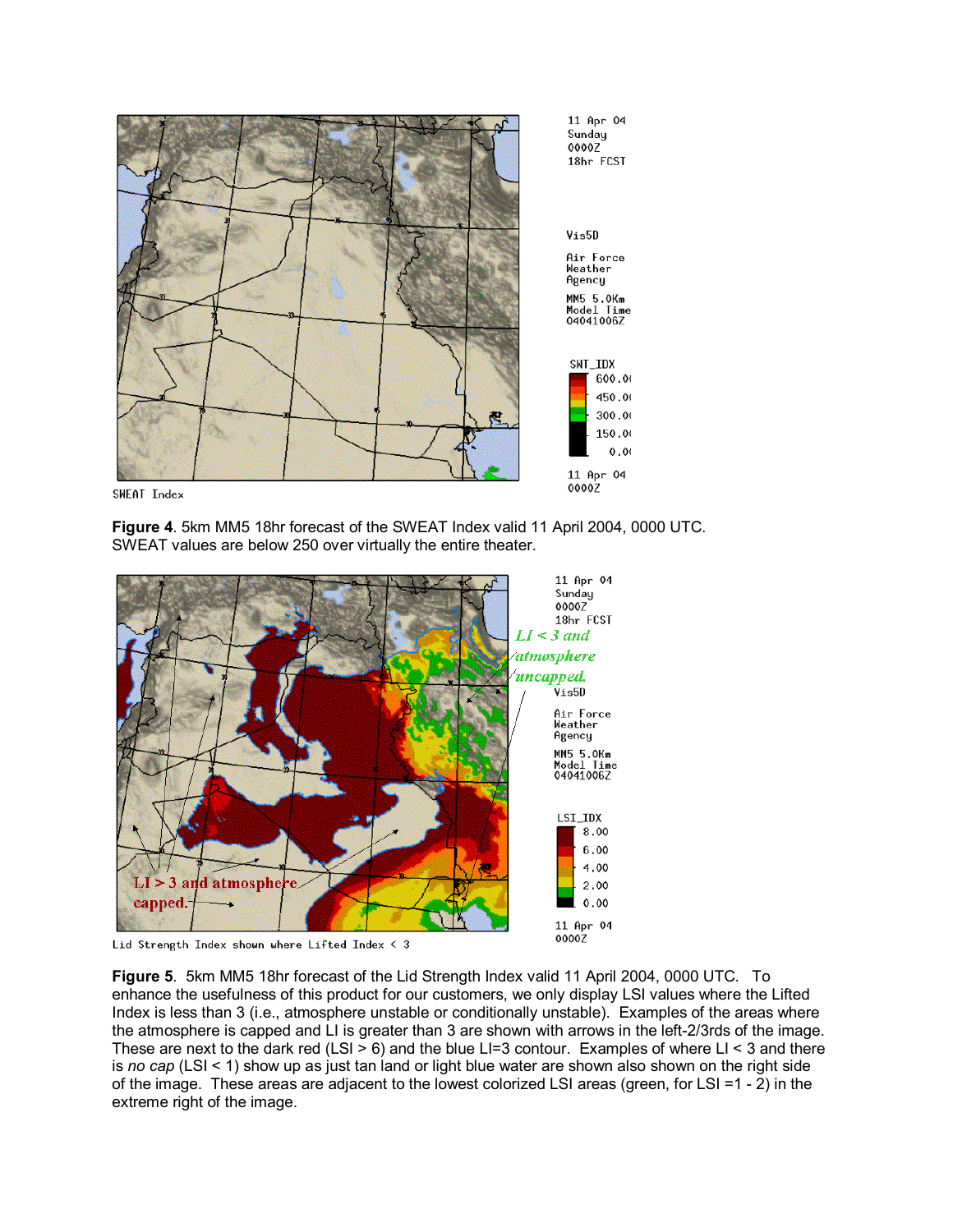**Figure 4**. 5km MM5 18hr forecast of the SWEAT Index valid 11 April 2004, 0000 UTC. SWEAT values are below 250 over virtually the entire theater.

**Figure 5**. 5km MM5 18hr forecast of the Lid Strength Index valid 11 April 2004, 0000 UTC. To enhance the usefulness of this product for our customers, we only display LSI values where the Lifted Index is less than 3 (i.e., atmosphere unstable or conditionally unstable). Examples of the areas where the atmosphere is capped and LI is greater than 3 are shown with arrows in the left-2/3rds of the image. These are next to the dark red (LSI > 6) and the blue LI=3 contour. Examples of where LI < 3 and there is *no cap* (LSI < 1) show up as just tan land or light blue water are shown also shown on the right side of the image. These areas are adjacent to the lowest colorized LSI areas (green, for LSI =1 - 2) in the extreme right of the image.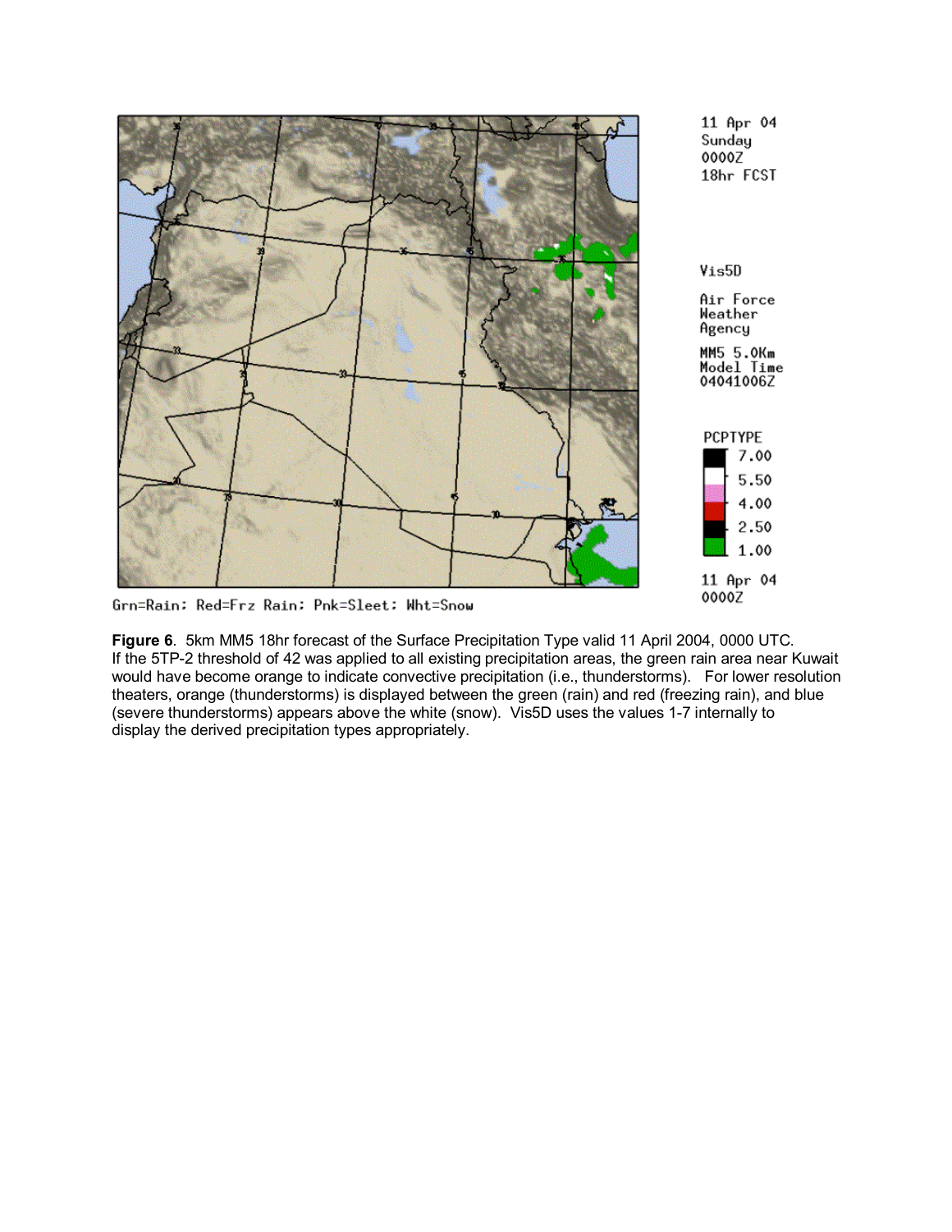11 Apr 04
Sunday
0000Z
18hr FCST

Vis5D

Air Force
Weather
Agency

MM5 5.0Km
Model Time
04041006Z

PCPTYPE
7.00
5.50
4.00
2.50
1.00

11 Apr 04
0000Z

Grn=Rain; Red=Frz Rain; Pnk=Sleet; Wht=Snow

**Figure 6**. 5km MM5 18hr forecast of the Surface Precipitation Type valid 11 April 2004, 0000 UTC. If the 5TP-2 threshold of 42 was applied to all existing precipitation areas, the green rain area near Kuwait would have become orange to indicate convective precipitation (i.e., thunderstorms). For lower resolution theaters, orange (thunderstorms) is displayed between the green (rain) and red (freezing rain), and blue (severe thunderstorms) appears above the white (snow). Vis5D uses the values 1-7 internally to display the derived precipitation types appropriately.